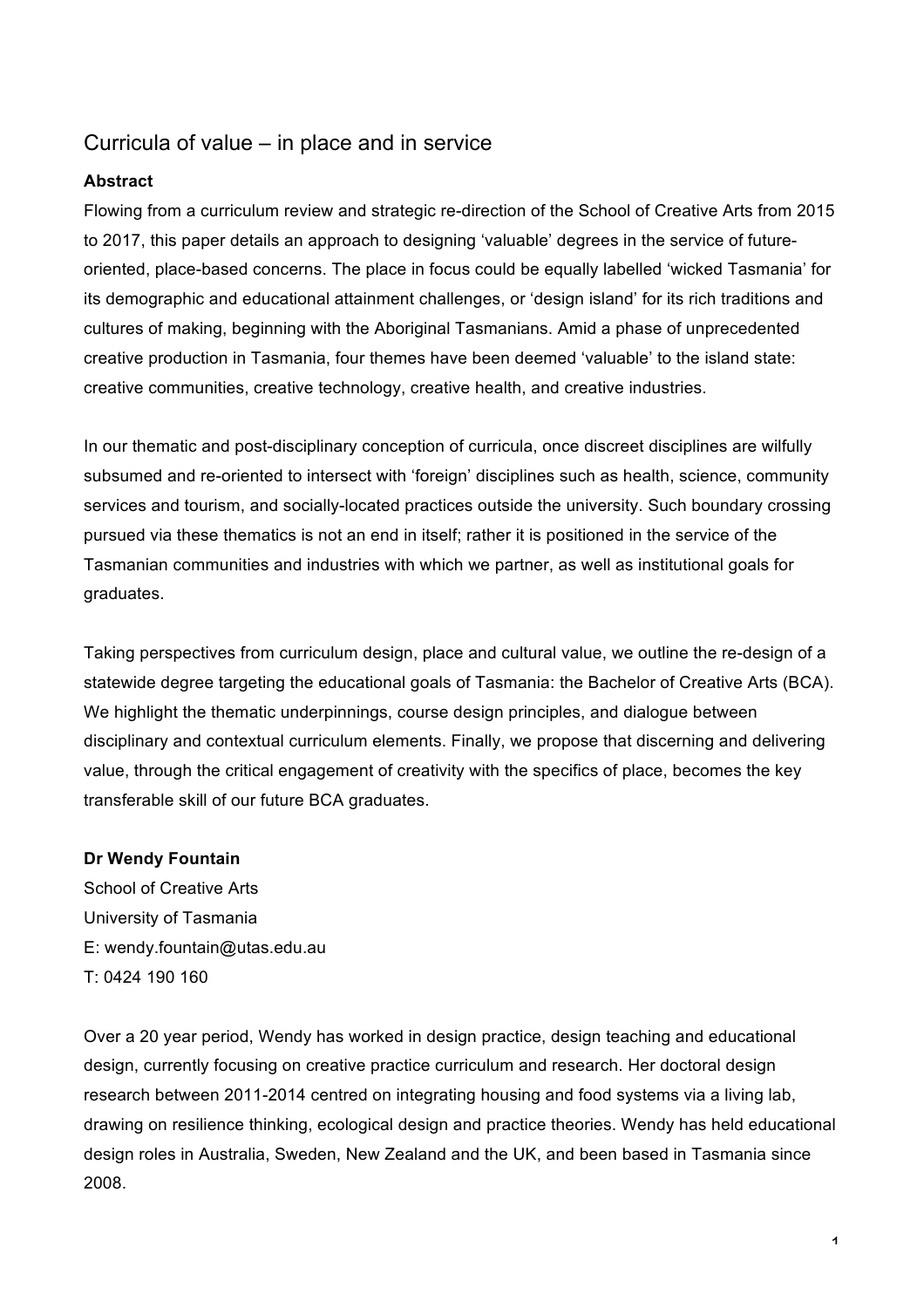# Curricula of value – in place and in service

**Abstract**

Flowing from a curriculum review and strategic re-direction of the School of Creative Arts from 2015 to 2017, this paper details an approach to designing 'valuable' degrees in the service of future-oriented, place-based concerns. The place in focus could be equally labelled 'wicked Tasmania' for its demographic and educational attainment challenges, or 'design island' for its rich traditions and cultures of making, beginning with the Aboriginal Tasmanians. Amid a phase of unprecedented creative production in Tasmania, four themes have been deemed 'valuable' to the island state: creative communities, creative technology, creative health, and creative industries.

In our thematic and post-disciplinary conception of curricula, once discreet disciplines are wilfully subsumed and re-oriented to intersect with 'foreign' disciplines such as health, science, community services and tourism, and socially-located practices outside the university. Such boundary crossing pursued via these thematics is not an end in itself; rather it is positioned in the service of the Tasmanian communities and industries with which we partner, as well as institutional goals for graduates.

Taking perspectives from curriculum design, place and cultural value, we outline the re-design of a statewide degree targeting the educational goals of Tasmania: the Bachelor of Creative Arts (BCA). We highlight the thematic underpinnings, course design principles, and dialogue between disciplinary and contextual curriculum elements. Finally, we propose that discerning and delivering value, through the critical engagement of creativity with the specifics of place, becomes the key transferable skill of our future BCA graduates.

**Dr Wendy Fountain**
School of Creative Arts
University of Tasmania
E: wendy.fountain@utas.edu.au
T: 0424 190 160

Over a 20 year period, Wendy has worked in design practice, design teaching and educational design, currently focusing on creative practice curriculum and research. Her doctoral design research between 2011-2014 centred on integrating housing and food systems via a living lab, drawing on resilience thinking, ecological design and practice theories. Wendy has held educational design roles in Australia, Sweden, New Zealand and the UK, and been based in Tasmania since 2008.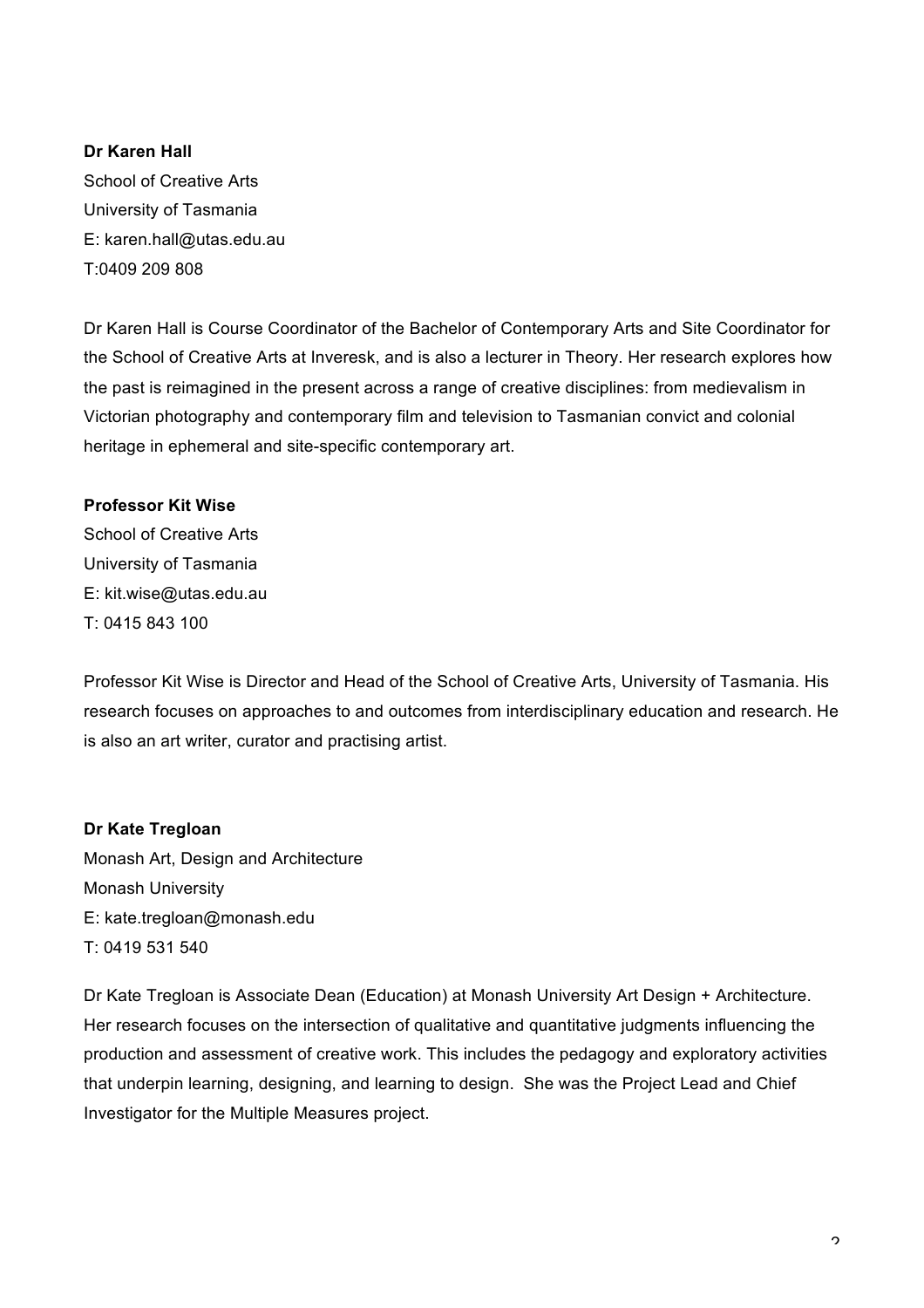**Dr Karen Hall**
School of Creative Arts
University of Tasmania
E: karen.hall@utas.edu.au
T:0409 209 808

Dr Karen Hall is Course Coordinator of the Bachelor of Contemporary Arts and Site Coordinator for the School of Creative Arts at Inveresk, and is also a lecturer in Theory. Her research explores how the past is reimagined in the present across a range of creative disciplines: from medievalism in Victorian photography and contemporary film and television to Tasmanian convict and colonial heritage in ephemeral and site-specific contemporary art.

**Professor Kit Wise**
School of Creative Arts
University of Tasmania
E: kit.wise@utas.edu.au
T: 0415 843 100

Professor Kit Wise is Director and Head of the School of Creative Arts, University of Tasmania. His research focuses on approaches to and outcomes from interdisciplinary education and research. He is also an art writer, curator and practising artist.

**Dr Kate Tregloan**
Monash Art, Design and Architecture
Monash University
E: kate.tregloan@monash.edu
T: 0419 531 540

Dr Kate Tregloan is Associate Dean (Education) at Monash University Art Design + Architecture. Her research focuses on the intersection of qualitative and quantitative judgments influencing the production and assessment of creative work. This includes the pedagogy and exploratory activities that underpin learning, designing, and learning to design. She was the Project Lead and Chief Investigator for the Multiple Measures project.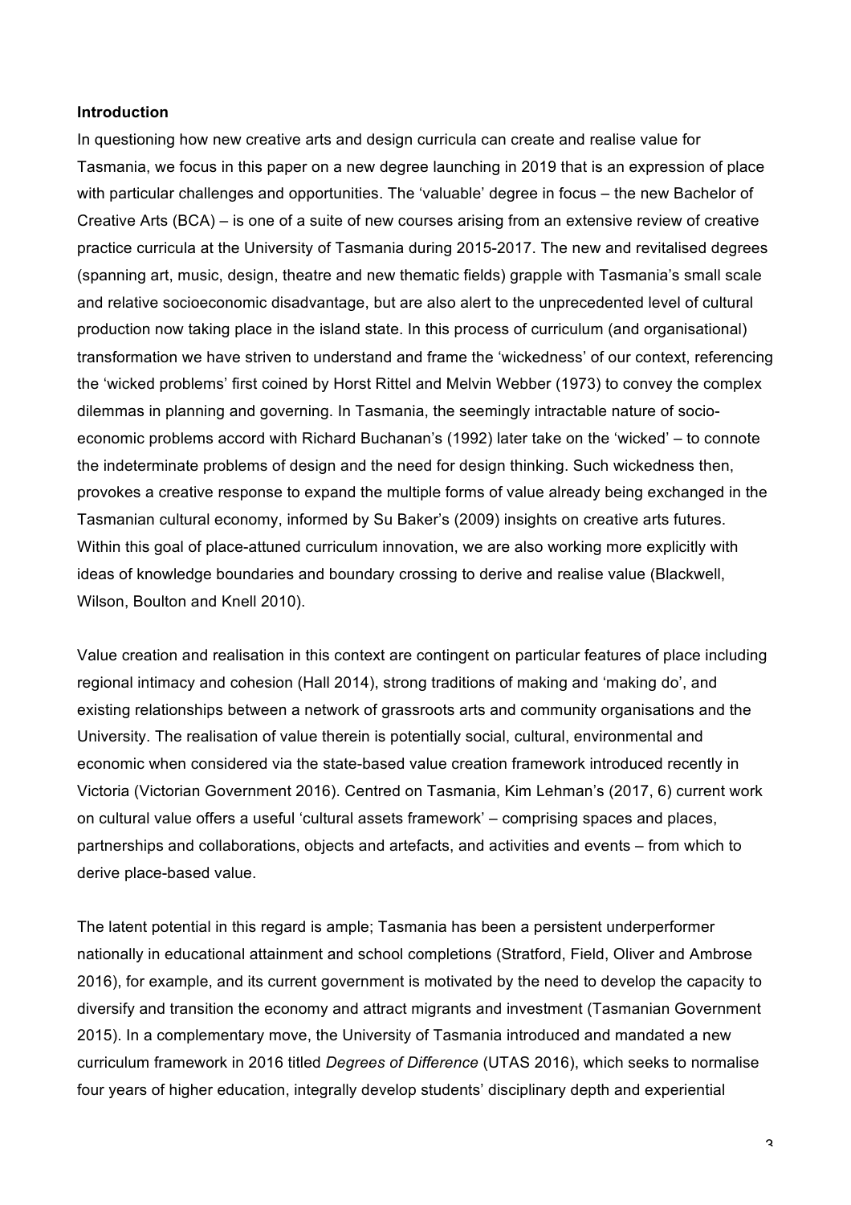**Introduction**

In questioning how new creative arts and design curricula can create and realise value for Tasmania, we focus in this paper on a new degree launching in 2019 that is an expression of place with particular challenges and opportunities. The 'valuable' degree in focus – the new Bachelor of Creative Arts (BCA) – is one of a suite of new courses arising from an extensive review of creative practice curricula at the University of Tasmania during 2015-2017. The new and revitalised degrees (spanning art, music, design, theatre and new thematic fields) grapple with Tasmania's small scale and relative socioeconomic disadvantage, but are also alert to the unprecedented level of cultural production now taking place in the island state. In this process of curriculum (and organisational) transformation we have striven to understand and frame the 'wickedness' of our context, referencing the 'wicked problems' first coined by Horst Rittel and Melvin Webber (1973) to convey the complex dilemmas in planning and governing. In Tasmania, the seemingly intractable nature of socio-economic problems accord with Richard Buchanan's (1992) later take on the 'wicked' – to connote the indeterminate problems of design and the need for design thinking. Such wickedness then, provokes a creative response to expand the multiple forms of value already being exchanged in the Tasmanian cultural economy, informed by Su Baker's (2009) insights on creative arts futures. Within this goal of place-attuned curriculum innovation, we are also working more explicitly with ideas of knowledge boundaries and boundary crossing to derive and realise value (Blackwell, Wilson, Boulton and Knell 2010).

Value creation and realisation in this context are contingent on particular features of place including regional intimacy and cohesion (Hall 2014), strong traditions of making and 'making do', and existing relationships between a network of grassroots arts and community organisations and the University. The realisation of value therein is potentially social, cultural, environmental and economic when considered via the state-based value creation framework introduced recently in Victoria (Victorian Government 2016). Centred on Tasmania, Kim Lehman's (2017, 6) current work on cultural value offers a useful 'cultural assets framework' – comprising spaces and places, partnerships and collaborations, objects and artefacts, and activities and events – from which to derive place-based value.

The latent potential in this regard is ample; Tasmania has been a persistent underperformer nationally in educational attainment and school completions (Stratford, Field, Oliver and Ambrose 2016), for example, and its current government is motivated by the need to develop the capacity to diversify and transition the economy and attract migrants and investment (Tasmanian Government 2015). In a complementary move, the University of Tasmania introduced and mandated a new curriculum framework in 2016 titled *Degrees of Difference* (UTAS 2016), which seeks to normalise four years of higher education, integrally develop students' disciplinary depth and experiential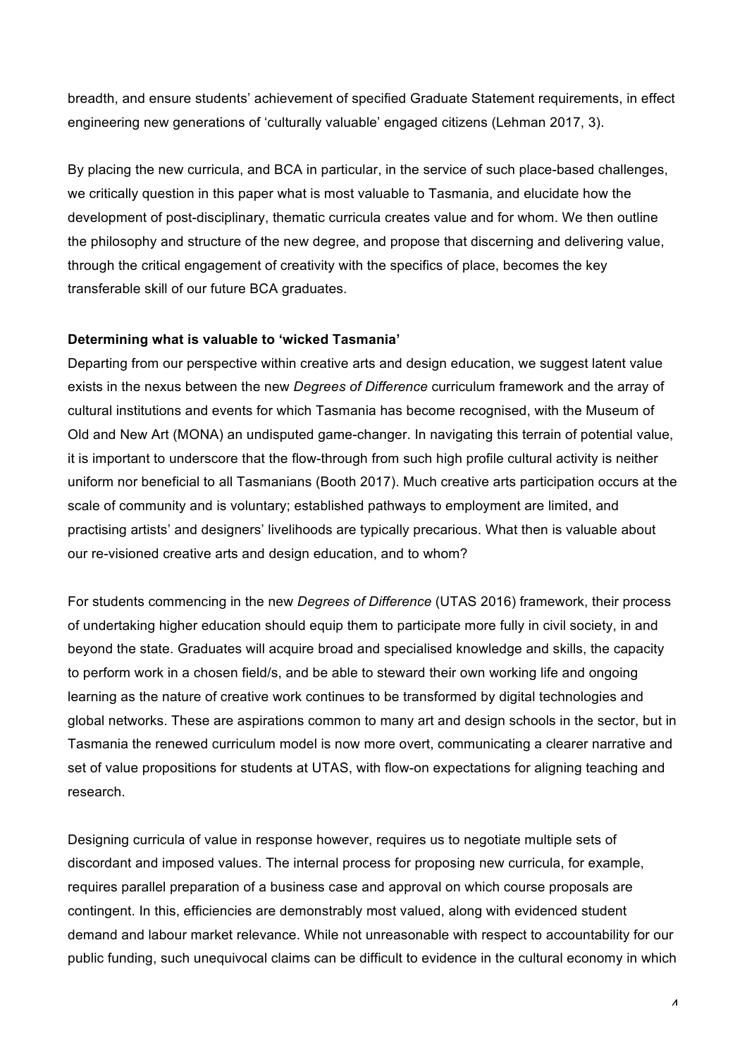breadth, and ensure students' achievement of specified Graduate Statement requirements, in effect engineering new generations of 'culturally valuable' engaged citizens (Lehman 2017, 3).

By placing the new curricula, and BCA in particular, in the service of such place-based challenges, we critically question in this paper what is most valuable to Tasmania, and elucidate how the development of post-disciplinary, thematic curricula creates value and for whom. We then outline the philosophy and structure of the new degree, and propose that discerning and delivering value, through the critical engagement of creativity with the specifics of place, becomes the key transferable skill of our future BCA graduates.

**Determining what is valuable to 'wicked Tasmania'**

Departing from our perspective within creative arts and design education, we suggest latent value exists in the nexus between the new *Degrees of Difference* curriculum framework and the array of cultural institutions and events for which Tasmania has become recognised, with the Museum of Old and New Art (MONA) an undisputed game-changer. In navigating this terrain of potential value, it is important to underscore that the flow-through from such high profile cultural activity is neither uniform nor beneficial to all Tasmanians (Booth 2017). Much creative arts participation occurs at the scale of community and is voluntary; established pathways to employment are limited, and practising artists' and designers' livelihoods are typically precarious. What then is valuable about our re-visioned creative arts and design education, and to whom?

For students commencing in the new *Degrees of Difference* (UTAS 2016) framework, their process of undertaking higher education should equip them to participate more fully in civil society, in and beyond the state. Graduates will acquire broad and specialised knowledge and skills, the capacity to perform work in a chosen field/s, and be able to steward their own working life and ongoing learning as the nature of creative work continues to be transformed by digital technologies and global networks. These are aspirations common to many art and design schools in the sector, but in Tasmania the renewed curriculum model is now more overt, communicating a clearer narrative and set of value propositions for students at UTAS, with flow-on expectations for aligning teaching and research.

Designing curricula of value in response however, requires us to negotiate multiple sets of discordant and imposed values. The internal process for proposing new curricula, for example, requires parallel preparation of a business case and approval on which course proposals are contingent. In this, efficiencies are demonstrably most valued, along with evidenced student demand and labour market relevance. While not unreasonable with respect to accountability for our public funding, such unequivocal claims can be difficult to evidence in the cultural economy in which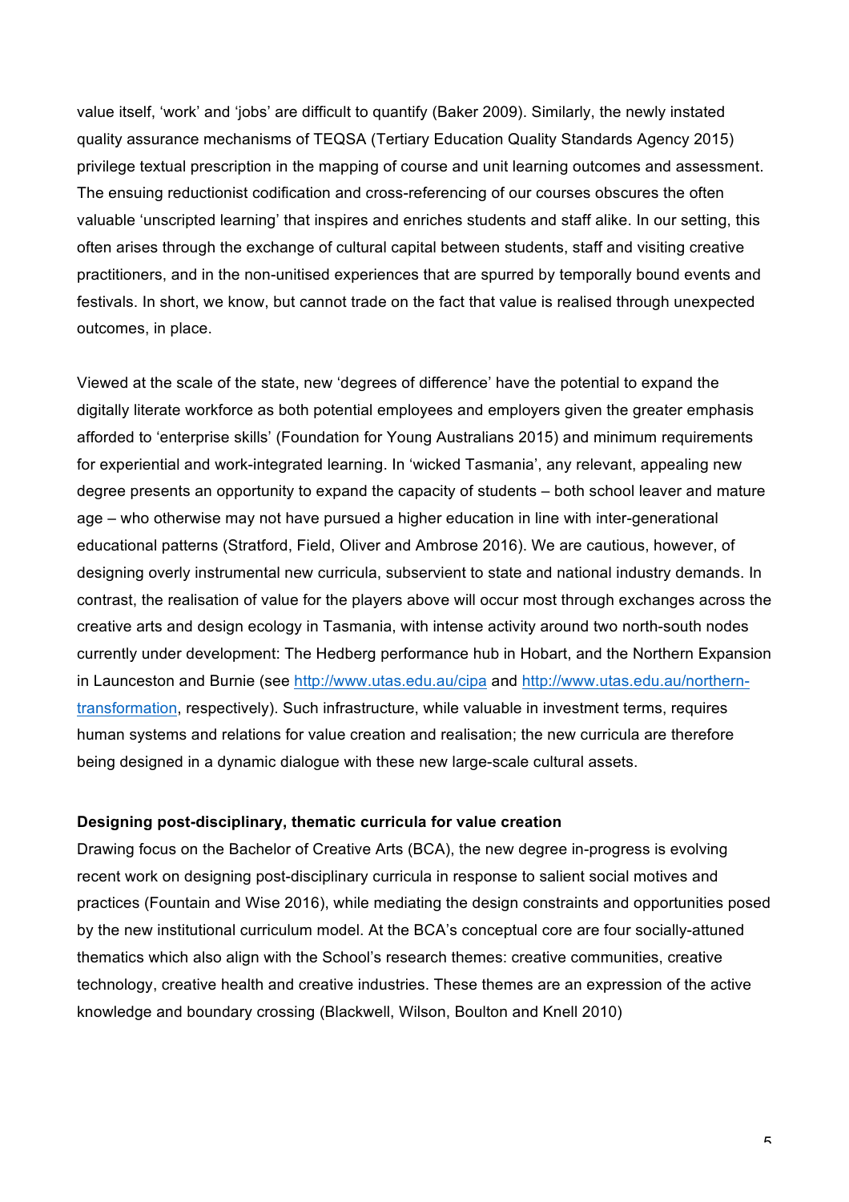value itself, 'work' and 'jobs' are difficult to quantify (Baker 2009). Similarly, the newly instated quality assurance mechanisms of TEQSA (Tertiary Education Quality Standards Agency 2015) privilege textual prescription in the mapping of course and unit learning outcomes and assessment. The ensuing reductionist codification and cross-referencing of our courses obscures the often valuable 'unscripted learning' that inspires and enriches students and staff alike. In our setting, this often arises through the exchange of cultural capital between students, staff and visiting creative practitioners, and in the non-unitised experiences that are spurred by temporally bound events and festivals. In short, we know, but cannot trade on the fact that value is realised through unexpected outcomes, in place.

Viewed at the scale of the state, new 'degrees of difference' have the potential to expand the digitally literate workforce as both potential employees and employers given the greater emphasis afforded to 'enterprise skills' (Foundation for Young Australians 2015) and minimum requirements for experiential and work-integrated learning. In 'wicked Tasmania', any relevant, appealing new degree presents an opportunity to expand the capacity of students – both school leaver and mature age – who otherwise may not have pursued a higher education in line with inter-generational educational patterns (Stratford, Field, Oliver and Ambrose 2016). We are cautious, however, of designing overly instrumental new curricula, subservient to state and national industry demands. In contrast, the realisation of value for the players above will occur most through exchanges across the creative arts and design ecology in Tasmania, with intense activity around two north-south nodes currently under development: The Hedberg performance hub in Hobart, and the Northern Expansion in Launceston and Burnie (see http://www.utas.edu.au/cipa and http://www.utas.edu.au/northern-transformation, respectively). Such infrastructure, while valuable in investment terms, requires human systems and relations for value creation and realisation; the new curricula are therefore being designed in a dynamic dialogue with these new large-scale cultural assets.

**Designing post-disciplinary, thematic curricula for value creation**

Drawing focus on the Bachelor of Creative Arts (BCA), the new degree in-progress is evolving recent work on designing post-disciplinary curricula in response to salient social motives and practices (Fountain and Wise 2016), while mediating the design constraints and opportunities posed by the new institutional curriculum model. At the BCA's conceptual core are four socially-attuned thematics which also align with the School's research themes: creative communities, creative technology, creative health and creative industries. These themes are an expression of the active knowledge and boundary crossing (Blackwell, Wilson, Boulton and Knell 2010)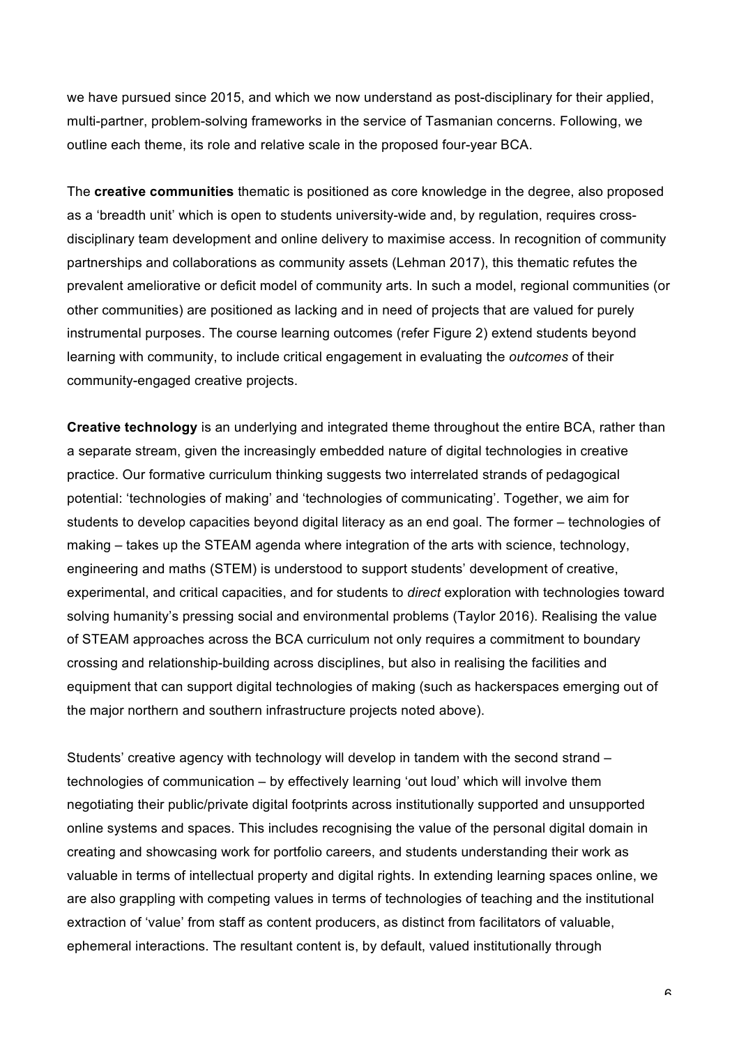we have pursued since 2015, and which we now understand as post-disciplinary for their applied, multi-partner, problem-solving frameworks in the service of Tasmanian concerns. Following, we outline each theme, its role and relative scale in the proposed four-year BCA.

The **creative communities** thematic is positioned as core knowledge in the degree, also proposed as a 'breadth unit' which is open to students university-wide and, by regulation, requires cross-disciplinary team development and online delivery to maximise access. In recognition of community partnerships and collaborations as community assets (Lehman 2017), this thematic refutes the prevalent ameliorative or deficit model of community arts. In such a model, regional communities (or other communities) are positioned as lacking and in need of projects that are valued for purely instrumental purposes. The course learning outcomes (refer Figure 2) extend students beyond learning with community, to include critical engagement in evaluating the *outcomes* of their community-engaged creative projects.

**Creative technology** is an underlying and integrated theme throughout the entire BCA, rather than a separate stream, given the increasingly embedded nature of digital technologies in creative practice. Our formative curriculum thinking suggests two interrelated strands of pedagogical potential: 'technologies of making' and 'technologies of communicating'. Together, we aim for students to develop capacities beyond digital literacy as an end goal. The former – technologies of making – takes up the STEAM agenda where integration of the arts with science, technology, engineering and maths (STEM) is understood to support students' development of creative, experimental, and critical capacities, and for students to *direct* exploration with technologies toward solving humanity's pressing social and environmental problems (Taylor 2016). Realising the value of STEAM approaches across the BCA curriculum not only requires a commitment to boundary crossing and relationship-building across disciplines, but also in realising the facilities and equipment that can support digital technologies of making (such as hackerspaces emerging out of the major northern and southern infrastructure projects noted above).

Students' creative agency with technology will develop in tandem with the second strand – technologies of communication – by effectively learning 'out loud' which will involve them negotiating their public/private digital footprints across institutionally supported and unsupported online systems and spaces. This includes recognising the value of the personal digital domain in creating and showcasing work for portfolio careers, and students understanding their work as valuable in terms of intellectual property and digital rights. In extending learning spaces online, we are also grappling with competing values in terms of technologies of teaching and the institutional extraction of 'value' from staff as content producers, as distinct from facilitators of valuable, ephemeral interactions. The resultant content is, by default, valued institutionally through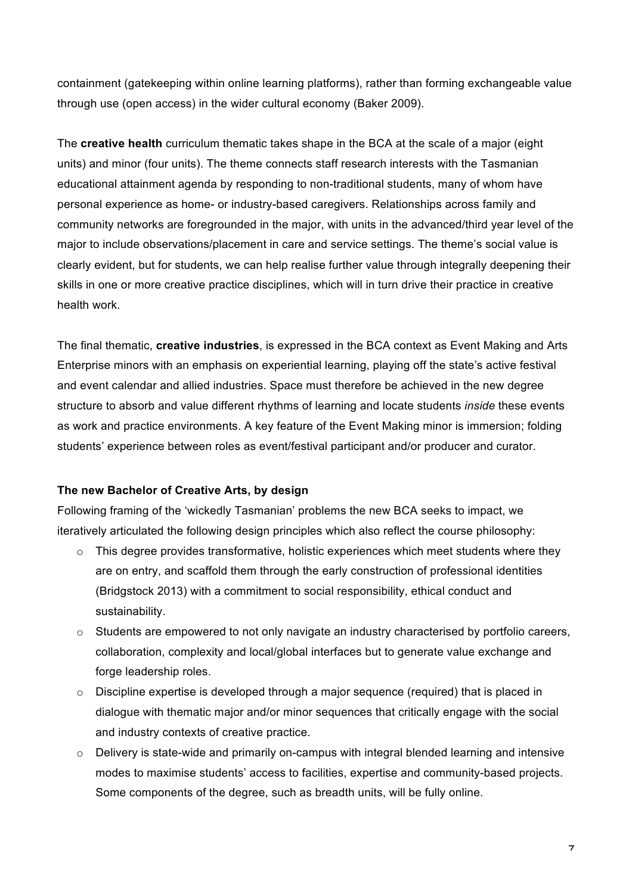containment (gatekeeping within online learning platforms), rather than forming exchangeable value through use (open access) in the wider cultural economy (Baker 2009).

The **creative health** curriculum thematic takes shape in the BCA at the scale of a major (eight units) and minor (four units). The theme connects staff research interests with the Tasmanian educational attainment agenda by responding to non-traditional students, many of whom have personal experience as home- or industry-based caregivers. Relationships across family and community networks are foregrounded in the major, with units in the advanced/third year level of the major to include observations/placement in care and service settings. The theme's social value is clearly evident, but for students, we can help realise further value through integrally deepening their skills in one or more creative practice disciplines, which will in turn drive their practice in creative health work.

The final thematic, **creative industries**, is expressed in the BCA context as Event Making and Arts Enterprise minors with an emphasis on experiential learning, playing off the state's active festival and event calendar and allied industries. Space must therefore be achieved in the new degree structure to absorb and value different rhythms of learning and locate students *inside* these events as work and practice environments. A key feature of the Event Making minor is immersion; folding students' experience between roles as event/festival participant and/or producer and curator.

**The new Bachelor of Creative Arts, by design**

Following framing of the 'wickedly Tasmanian' problems the new BCA seeks to impact, we iteratively articulated the following design principles which also reflect the course philosophy:

- This degree provides transformative, holistic experiences which meet students where they are on entry, and scaffold them through the early construction of professional identities (Bridgstock 2013) with a commitment to social responsibility, ethical conduct and sustainability.
- Students are empowered to not only navigate an industry characterised by portfolio careers, collaboration, complexity and local/global interfaces but to generate value exchange and forge leadership roles.
- Discipline expertise is developed through a major sequence (required) that is placed in dialogue with thematic major and/or minor sequences that critically engage with the social and industry contexts of creative practice.
- Delivery is state-wide and primarily on-campus with integral blended learning and intensive modes to maximise students' access to facilities, expertise and community-based projects. Some components of the degree, such as breadth units, will be fully online.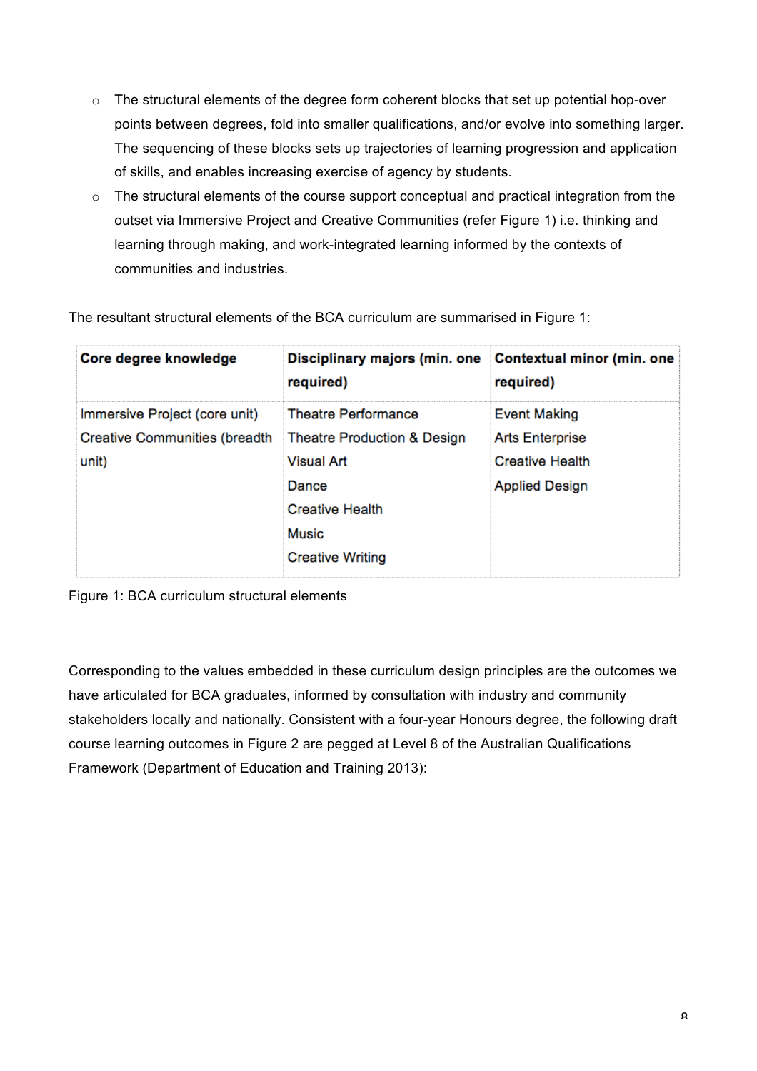- The structural elements of the degree form coherent blocks that set up potential hop-over points between degrees, fold into smaller qualifications, and/or evolve into something larger. The sequencing of these blocks sets up trajectories of learning progression and application of skills, and enables increasing exercise of agency by students.
- The structural elements of the course support conceptual and practical integration from the outset via Immersive Project and Creative Communities (refer Figure 1) i.e. thinking and learning through making, and work-integrated learning informed by the contexts of communities and industries.

The resultant structural elements of the BCA curriculum are summarised in Figure 1:

| **Core degree knowledge** | **Disciplinary majors (min. one required)** | **Contextual minor (min. one required)** |
|---|---|---|
| Immersive Project (core unit)<br>Creative Communities (breadth unit) | Theatre Performance<br>Theatre Production & Design<br>Visual Art<br>Dance<br>Creative Health<br>Music<br>Creative Writing | Event Making<br>Arts Enterprise<br>Creative Health<br>Applied Design |

Figure 1: BCA curriculum structural elements

Corresponding to the values embedded in these curriculum design principles are the outcomes we have articulated for BCA graduates, informed by consultation with industry and community stakeholders locally and nationally. Consistent with a four-year Honours degree, the following draft course learning outcomes in Figure 2 are pegged at Level 8 of the Australian Qualifications Framework (Department of Education and Training 2013):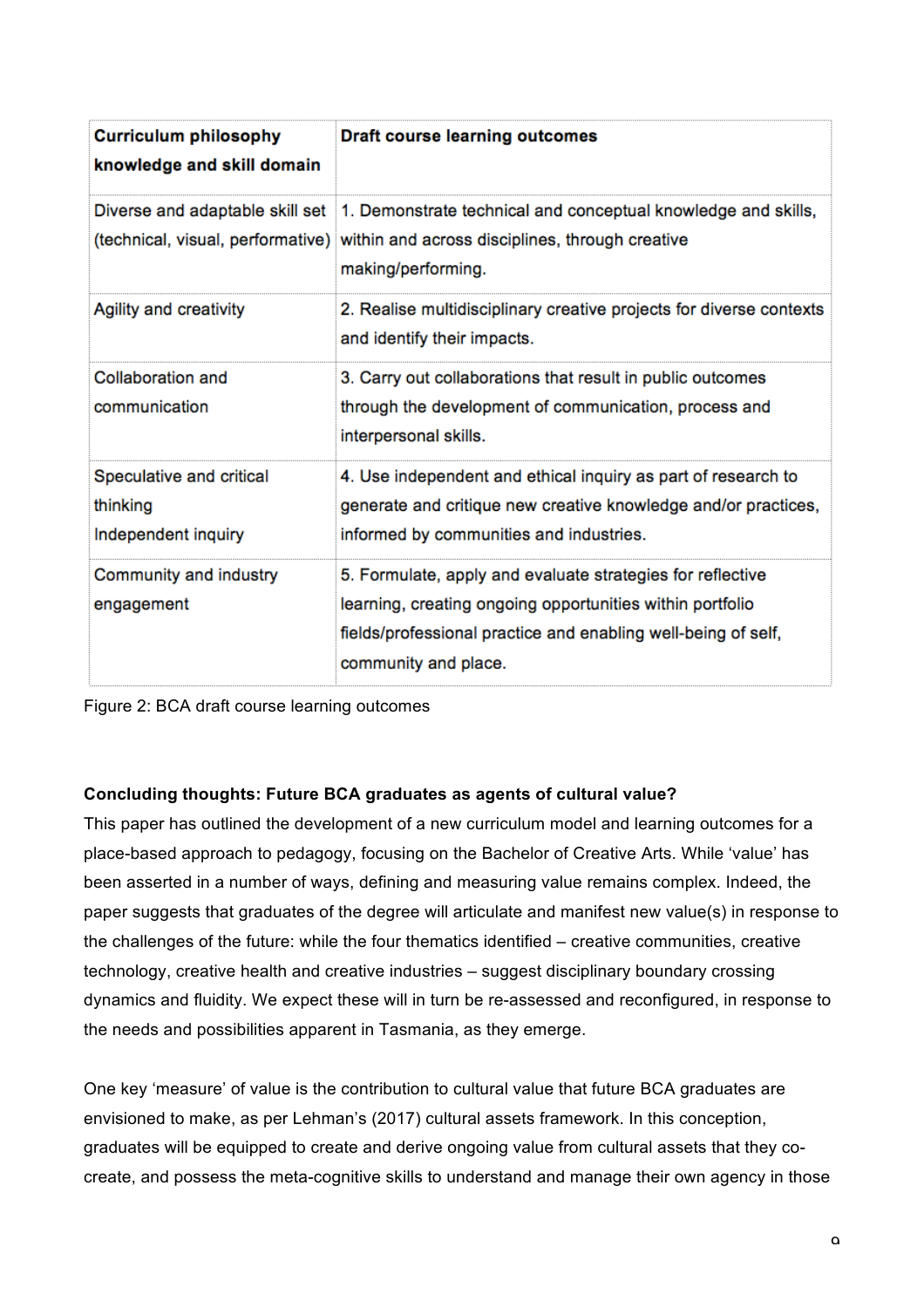| Curriculum philosophy knowledge and skill domain | Draft course learning outcomes |
| --- | --- |
| Diverse and adaptable skill set (technical, visual, performative) | 1. Demonstrate technical and conceptual knowledge and skills, within and across disciplines, through creative making/performing. |
| Agility and creativity | 2. Realise multidisciplinary creative projects for diverse contexts and identify their impacts. |
| Collaboration and communication | 3. Carry out collaborations that result in public outcomes through the development of communication, process and interpersonal skills. |
| Speculative and critical thinking<br>Independent inquiry | 4. Use independent and ethical inquiry as part of research to generate and critique new creative knowledge and/or practices, informed by communities and industries. |
| Community and industry engagement | 5. Formulate, apply and evaluate strategies for reflective learning, creating ongoing opportunities within portfolio fields/professional practice and enabling well-being of self, community and place. |

Figure 2: BCA draft course learning outcomes

**Concluding thoughts: Future BCA graduates as agents of cultural value?**

This paper has outlined the development of a new curriculum model and learning outcomes for a place-based approach to pedagogy, focusing on the Bachelor of Creative Arts. While 'value' has been asserted in a number of ways, defining and measuring value remains complex. Indeed, the paper suggests that graduates of the degree will articulate and manifest new value(s) in response to the challenges of the future: while the four thematics identified – creative communities, creative technology, creative health and creative industries – suggest disciplinary boundary crossing dynamics and fluidity. We expect these will in turn be re-assessed and reconfigured, in response to the needs and possibilities apparent in Tasmania, as they emerge.

One key 'measure' of value is the contribution to cultural value that future BCA graduates are envisioned to make, as per Lehman's (2017) cultural assets framework. In this conception, graduates will be equipped to create and derive ongoing value from cultural assets that they co-create, and possess the meta-cognitive skills to understand and manage their own agency in those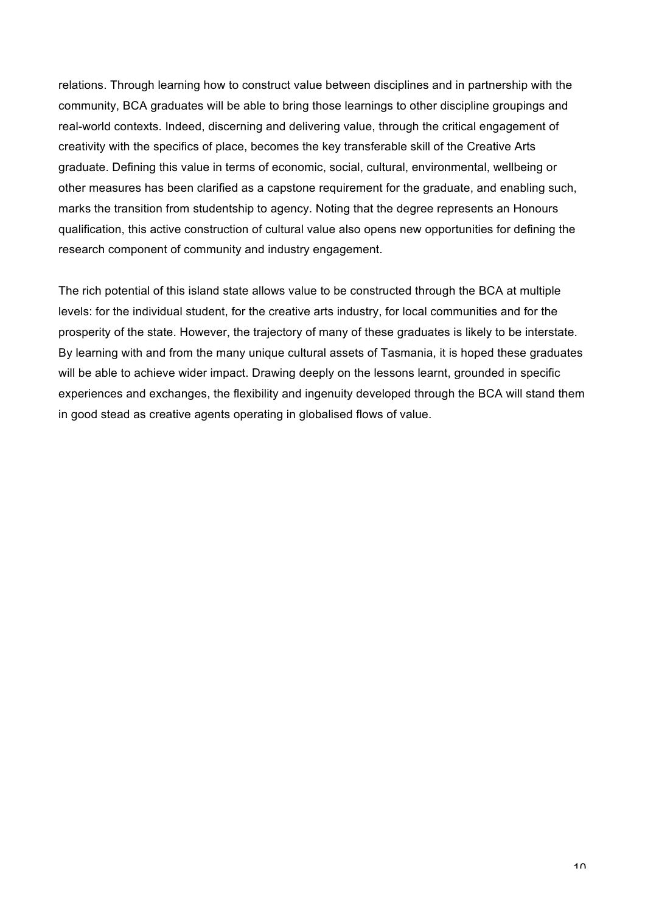relations. Through learning how to construct value between disciplines and in partnership with the community, BCA graduates will be able to bring those learnings to other discipline groupings and real-world contexts. Indeed, discerning and delivering value, through the critical engagement of creativity with the specifics of place, becomes the key transferable skill of the Creative Arts graduate. Defining this value in terms of economic, social, cultural, environmental, wellbeing or other measures has been clarified as a capstone requirement for the graduate, and enabling such, marks the transition from studentship to agency. Noting that the degree represents an Honours qualification, this active construction of cultural value also opens new opportunities for defining the research component of community and industry engagement.

The rich potential of this island state allows value to be constructed through the BCA at multiple levels: for the individual student, for the creative arts industry, for local communities and for the prosperity of the state. However, the trajectory of many of these graduates is likely to be interstate. By learning with and from the many unique cultural assets of Tasmania, it is hoped these graduates will be able to achieve wider impact. Drawing deeply on the lessons learnt, grounded in specific experiences and exchanges, the flexibility and ingenuity developed through the BCA will stand them in good stead as creative agents operating in globalised flows of value.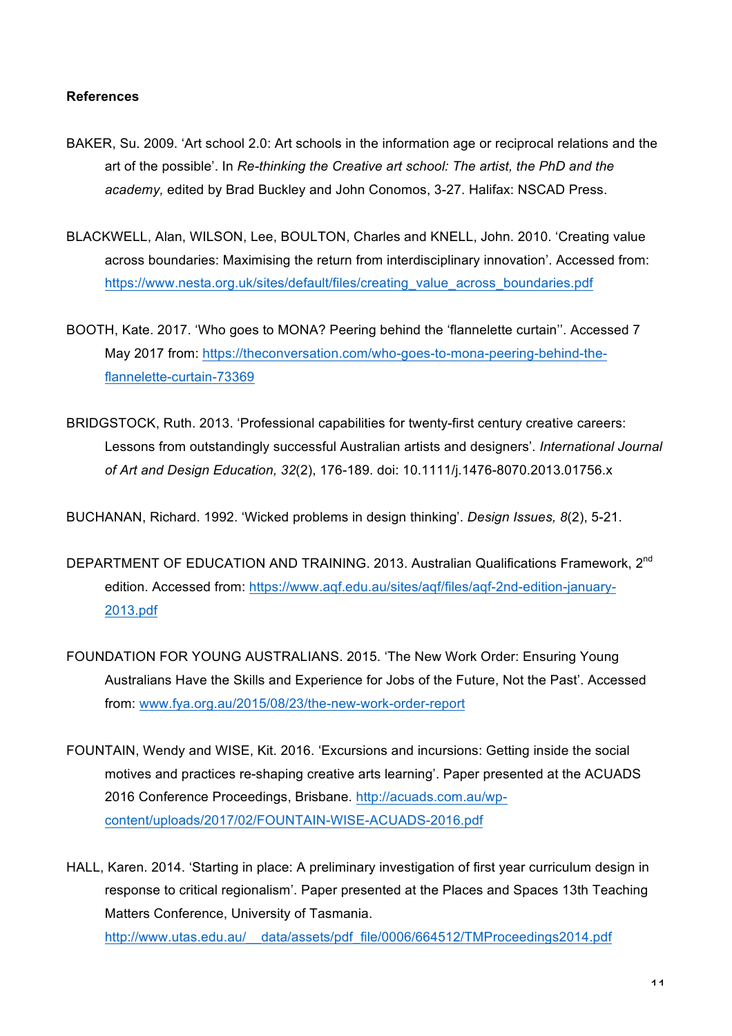**References**

BAKER, Su. 2009. 'Art school 2.0: Art schools in the information age or reciprocal relations and the art of the possible'. In *Re-thinking the Creative art school: The artist, the PhD and the academy,* edited by Brad Buckley and John Conomos, 3-27. Halifax: NSCAD Press.

BLACKWELL, Alan, WILSON, Lee, BOULTON, Charles and KNELL, John. 2010. 'Creating value across boundaries: Maximising the return from interdisciplinary innovation'. Accessed from: https://www.nesta.org.uk/sites/default/files/creating_value_across_boundaries.pdf

BOOTH, Kate. 2017. 'Who goes to MONA? Peering behind the 'flannelette curtain''. Accessed 7 May 2017 from: https://theconversation.com/who-goes-to-mona-peering-behind-the-flannelette-curtain-73369

BRIDGSTOCK, Ruth. 2013. 'Professional capabilities for twenty-first century creative careers: Lessons from outstandingly successful Australian artists and designers'. *International Journal of Art and Design Education, 32*(2), 176-189. doi: 10.1111/j.1476-8070.2013.01756.x

BUCHANAN, Richard. 1992. 'Wicked problems in design thinking'. *Design Issues, 8*(2), 5-21.

DEPARTMENT OF EDUCATION AND TRAINING. 2013. Australian Qualifications Framework, 2nd edition. Accessed from: https://www.aqf.edu.au/sites/aqf/files/aqf-2nd-edition-january-2013.pdf

FOUNDATION FOR YOUNG AUSTRALIANS. 2015. 'The New Work Order: Ensuring Young Australians Have the Skills and Experience for Jobs of the Future, Not the Past'. Accessed from: www.fya.org.au/2015/08/23/the-new-work-order-report

FOUNTAIN, Wendy and WISE, Kit. 2016. 'Excursions and incursions: Getting inside the social motives and practices re-shaping creative arts learning'. Paper presented at the ACUADS 2016 Conference Proceedings, Brisbane. http://acuads.com.au/wp-content/uploads/2017/02/FOUNTAIN-WISE-ACUADS-2016.pdf

HALL, Karen. 2014. 'Starting in place: A preliminary investigation of first year curriculum design in response to critical regionalism'. Paper presented at the Places and Spaces 13th Teaching Matters Conference, University of Tasmania. http://www.utas.edu.au/__data/assets/pdf_file/0006/664512/TMProceedings2014.pdf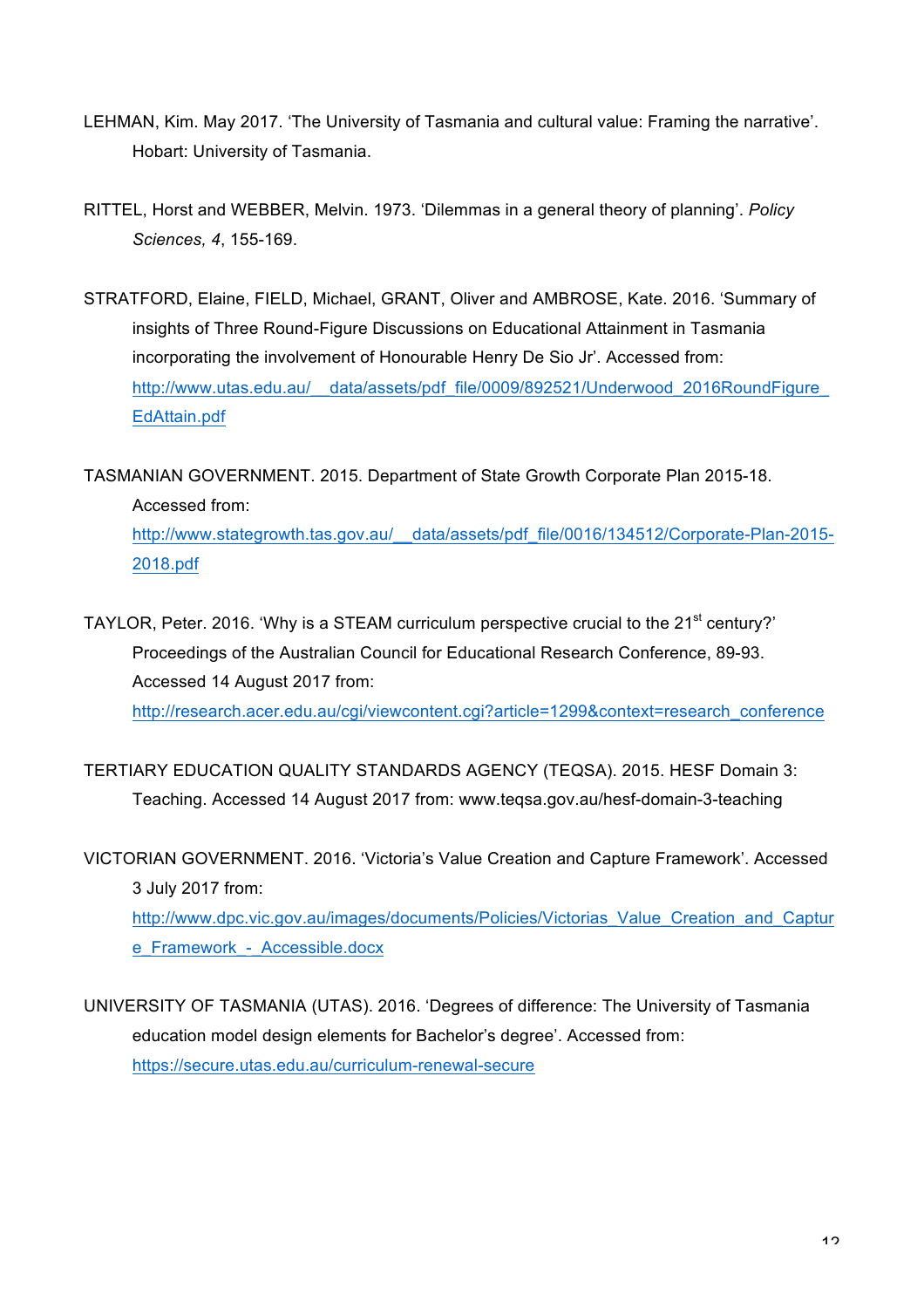LEHMAN, Kim. May 2017. 'The University of Tasmania and cultural value: Framing the narrative'. Hobart: University of Tasmania.

RITTEL, Horst and WEBBER, Melvin. 1973. 'Dilemmas in a general theory of planning'. *Policy Sciences, 4*, 155-169.

STRATFORD, Elaine, FIELD, Michael, GRANT, Oliver and AMBROSE, Kate. 2016. 'Summary of insights of Three Round-Figure Discussions on Educational Attainment in Tasmania incorporating the involvement of Honourable Henry De Sio Jr'. Accessed from: http://www.utas.edu.au/__data/assets/pdf_file/0009/892521/Underwood_2016RoundFigure_EdAttain.pdf

TASMANIAN GOVERNMENT. 2015. Department of State Growth Corporate Plan 2015-18. Accessed from: http://www.stategrowth.tas.gov.au/__data/assets/pdf_file/0016/134512/Corporate-Plan-2015-2018.pdf

TAYLOR, Peter. 2016. 'Why is a STEAM curriculum perspective crucial to the 21st century?' Proceedings of the Australian Council for Educational Research Conference, 89-93. Accessed 14 August 2017 from: http://research.acer.edu.au/cgi/viewcontent.cgi?article=1299&context=research_conference

TERTIARY EDUCATION QUALITY STANDARDS AGENCY (TEQSA). 2015. HESF Domain 3: Teaching. Accessed 14 August 2017 from: www.teqsa.gov.au/hesf-domain-3-teaching

VICTORIAN GOVERNMENT. 2016. 'Victoria's Value Creation and Capture Framework'. Accessed 3 July 2017 from: http://www.dpc.vic.gov.au/images/documents/Policies/Victorias_Value_Creation_and_Capture_Framework_-_Accessible.docx

UNIVERSITY OF TASMANIA (UTAS). 2016. 'Degrees of difference: The University of Tasmania education model design elements for Bachelor's degree'. Accessed from: https://secure.utas.edu.au/curriculum-renewal-secure